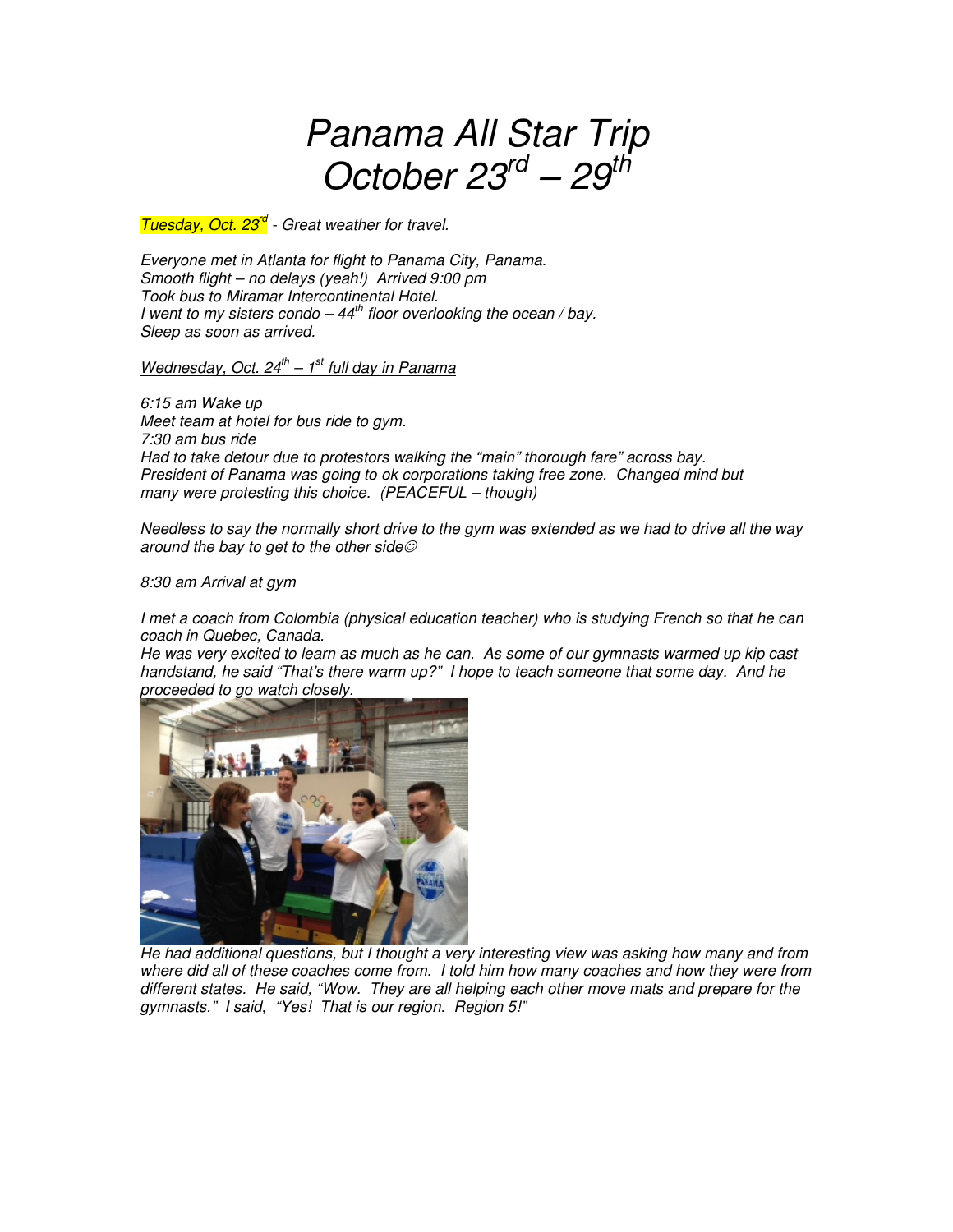# *Panama All Star Trip*
# *October 23rd – 29th*

*Tuesday, Oct. 23rd - Great weather for travel.*

*Everyone met in Atlanta for flight to Panama City, Panama.*
*Smooth flight – no delays (yeah!) Arrived 9:00 pm*
*Took bus to Miramar Intercontinental Hotel.*
*I went to my sisters condo – 44th floor overlooking the ocean / bay.*
*Sleep as soon as arrived.*

*Wednesday, Oct. 24th – 1st full day in Panama*

*6:15 am Wake up*
*Meet team at hotel for bus ride to gym.*
*7:30 am bus ride*
*Had to take detour due to protestors walking the "main" thorough fare" across bay.*
*President of Panama was going to ok corporations taking free zone. Changed mind but many were protesting this choice. (PEACEFUL – though)*

*Needless to say the normally short drive to the gym was extended as we had to drive all the way around the bay to get to the other side☺*

*8:30 am Arrival at gym*

*I met a coach from Colombia (physical education teacher) who is studying French so that he can coach in Quebec, Canada.*
*He was very excited to learn as much as he can. As some of our gymnasts warmed up kip cast handstand, he said "That's there warm up?" I hope to teach someone that some day. And he proceeded to go watch closely.*

*He had additional questions, but I thought a very interesting view was asking how many and from where did all of these coaches come from. I told him how many coaches and how they were from different states. He said, "Wow. They are all helping each other move mats and prepare for the gymnasts." I said, "Yes! That is our region. Region 5!"*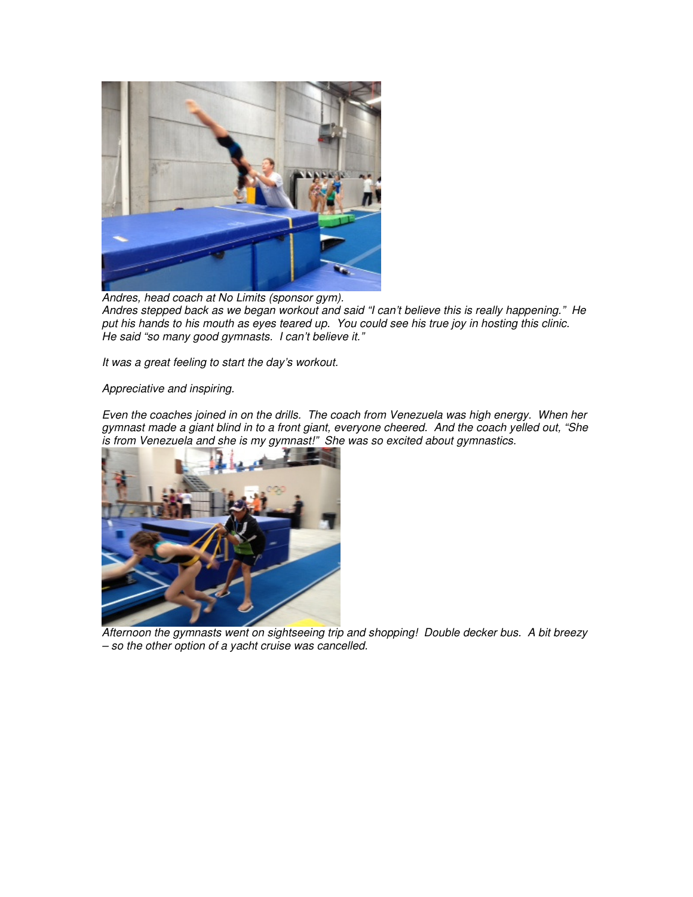*Andres, head coach at No Limits (sponsor gym).*
*Andres stepped back as we began workout and said "I can't believe this is really happening." He put his hands to his mouth as eyes teared up. You could see his true joy in hosting this clinic. He said "so many good gymnasts. I can't believe it."*

*It was a great feeling to start the day's workout.*

*Appreciative and inspiring.*

*Even the coaches joined in on the drills. The coach from Venezuela was high energy. When her gymnast made a giant blind in to a front giant, everyone cheered. And the coach yelled out, "She is from Venezuela and she is my gymnast!" She was so excited about gymnastics.*

*Afternoon the gymnasts went on sightseeing trip and shopping! Double decker bus. A bit breezy – so the other option of a yacht cruise was cancelled.*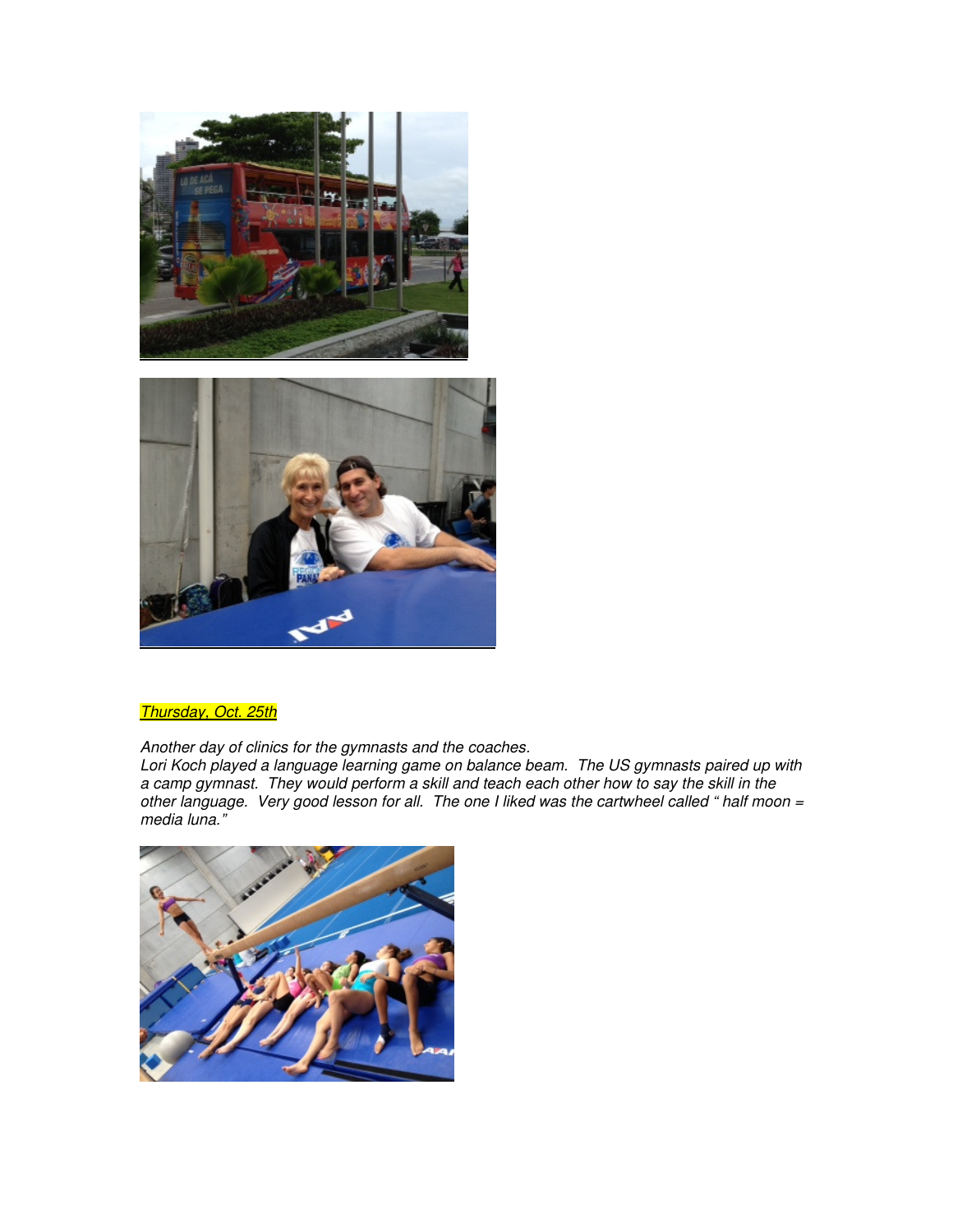<mark>*Thursday, Oct. 25th*</mark>

*Another day of clinics for the gymnasts and the coaches.*
*Lori Koch played a language learning game on balance beam. The US gymnasts paired up with a camp gymnast. They would perform a skill and teach each other how to say the skill in the other language. Very good lesson for all. The one I liked was the cartwheel called " half moon = media luna."*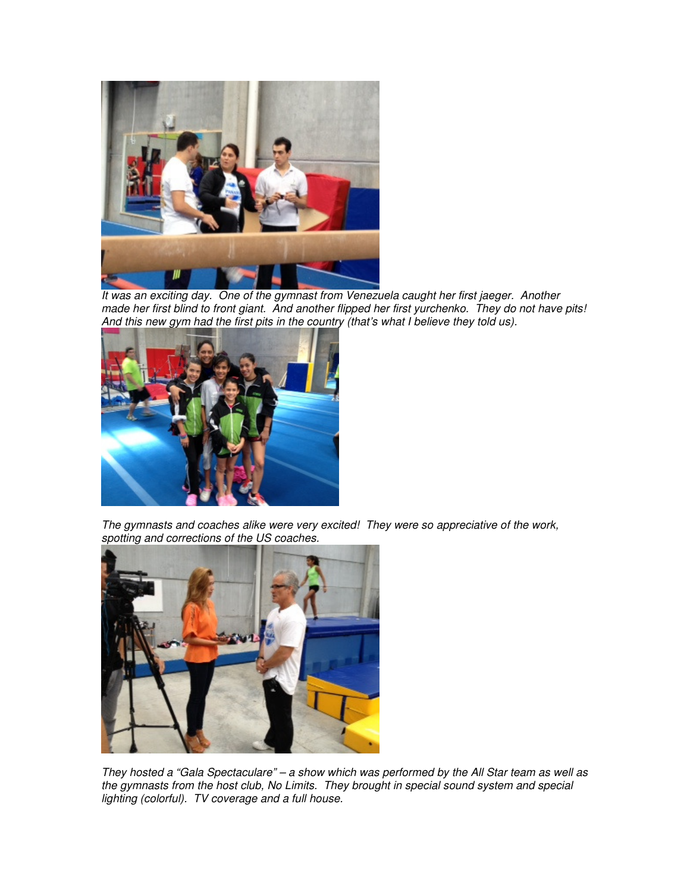*It was an exciting day. One of the gymnast from Venezuela caught her first jaeger. Another made her first blind to front giant. And another flipped her first yurchenko. They do not have pits! And this new gym had the first pits in the country (that's what I believe they told us).*

*The gymnasts and coaches alike were very excited! They were so appreciative of the work, spotting and corrections of the US coaches.*

*They hosted a "Gala Spectaculare" – a show which was performed by the All Star team as well as the gymnasts from the host club, No Limits. They brought in special sound system and special lighting (colorful). TV coverage and a full house.*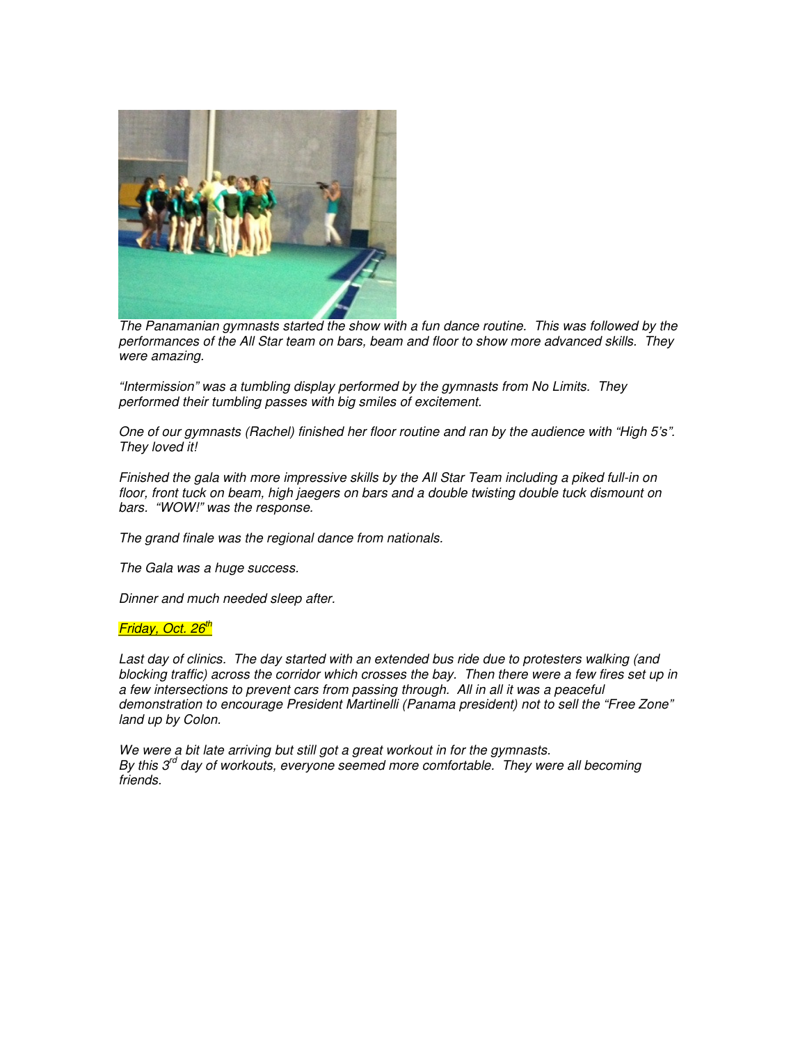*The Panamanian gymnasts started the show with a fun dance routine. This was followed by the performances of the All Star team on bars, beam and floor to show more advanced skills. They were amazing.*

*"Intermission" was a tumbling display performed by the gymnasts from No Limits. They performed their tumbling passes with big smiles of excitement.*

*One of our gymnasts (Rachel) finished her floor routine and ran by the audience with "High 5's". They loved it!*

*Finished the gala with more impressive skills by the All Star Team including a piked full-in on floor, front tuck on beam, high jaegers on bars and a double twisting double tuck dismount on bars. "WOW!" was the response.*

*The grand finale was the regional dance from nationals.*

*The Gala was a huge success.*

*Dinner and much needed sleep after.*

*Friday, Oct. 26th*

*Last day of clinics. The day started with an extended bus ride due to protesters walking (and blocking traffic) across the corridor which crosses the bay. Then there were a few fires set up in a few intersections to prevent cars from passing through. All in all it was a peaceful demonstration to encourage President Martinelli (Panama president) not to sell the "Free Zone" land up by Colon.*

*We were a bit late arriving but still got a great workout in for the gymnasts.*
*By this 3rd day of workouts, everyone seemed more comfortable. They were all becoming friends.*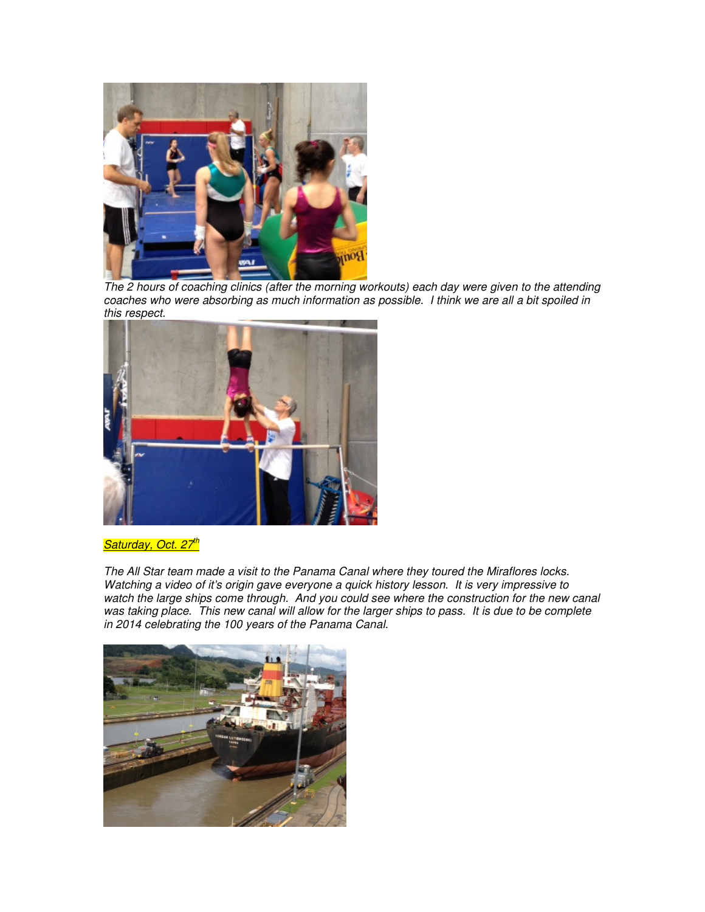*The 2 hours of coaching clinics (after the morning workouts) each day were given to the attending coaches who were absorbing as much information as possible. I think we are all a bit spoiled in this respect.*

*Saturday, Oct. 27th*

*The All Star team made a visit to the Panama Canal where they toured the Miraflores locks. Watching a video of it's origin gave everyone a quick history lesson. It is very impressive to watch the large ships come through. And you could see where the construction for the new canal was taking place. This new canal will allow for the larger ships to pass. It is due to be complete in 2014 celebrating the 100 years of the Panama Canal.*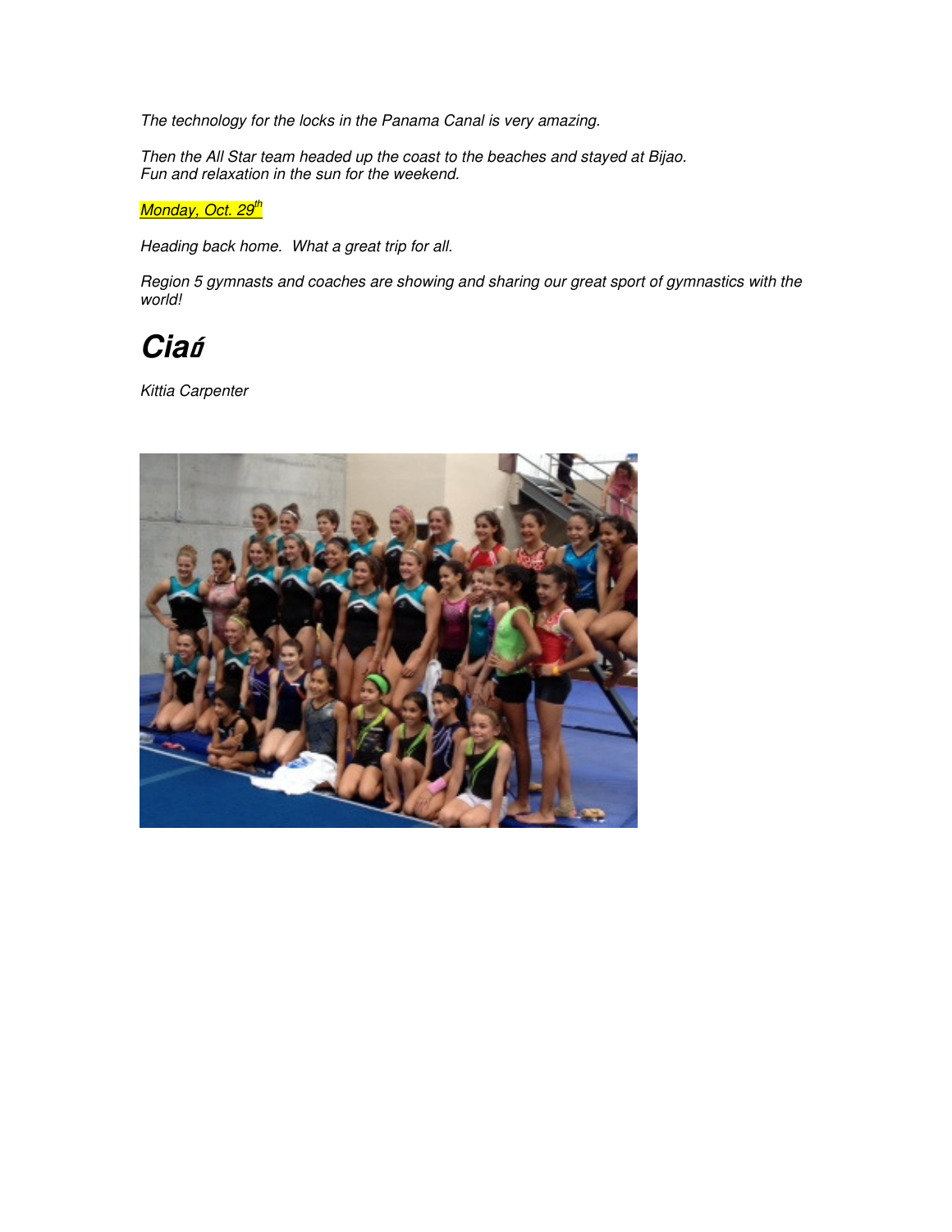*The technology for the locks in the Panama Canal is very amazing.*

*Then the All Star team headed up the coast to the beaches and stayed at Bijao.*
*Fun and relaxation in the sun for the weekend.*

*Monday, Oct. 29th*

*Heading back home. What a great trip for all.*

*Region 5 gymnasts and coaches are showing and sharing our great sport of gymnastics with the world!*

# ***Ciaó***

*Kittia Carpenter*